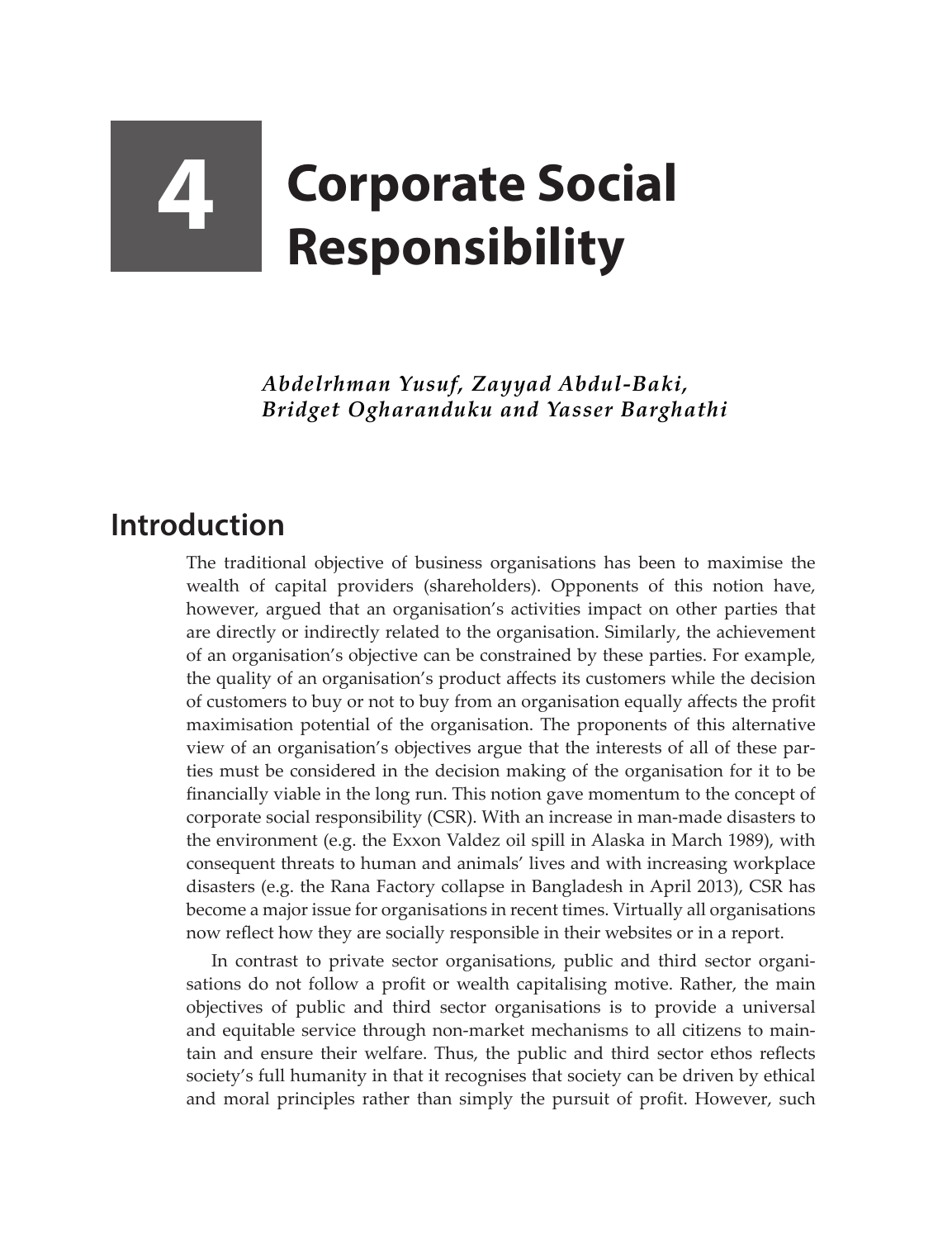# 4 Corporate Social Responsibility

*Abdelrhman Yusuf, Zayyad Abdul-Baki, Bridget Ogharanduku and Yasser Barghathi*

## Introduction

The traditional objective of business organisations has been to maximise the wealth of capital providers (shareholders). Opponents of this notion have, however, argued that an organisation's activities impact on other parties that are directly or indirectly related to the organisation. Similarly, the achievement of an organisation's objective can be constrained by these parties. For example, the quality of an organisation's product affects its customers while the decision of customers to buy or not to buy from an organisation equally affects the profit maximisation potential of the organisation. The proponents of this alternative view of an organisation's objectives argue that the interests of all of these parties must be considered in the decision making of the organisation for it to be financially viable in the long run. This notion gave momentum to the concept of corporate social responsibility (CSR). With an increase in man-made disasters to the environment (e.g. the Exxon Valdez oil spill in Alaska in March 1989), with consequent threats to human and animals' lives and with increasing workplace disasters (e.g. the Rana Factory collapse in Bangladesh in April 2013), CSR has become a major issue for organisations in recent times. Virtually all organisations now reflect how they are socially responsible in their websites or in a report.

In contrast to private sector organisations, public and third sector organisations do not follow a profit or wealth capitalising motive. Rather, the main objectives of public and third sector organisations is to provide a universal and equitable service through non-market mechanisms to all citizens to maintain and ensure their welfare. Thus, the public and third sector ethos reflects society's full humanity in that it recognises that society can be driven by ethical and moral principles rather than simply the pursuit of profit. However, such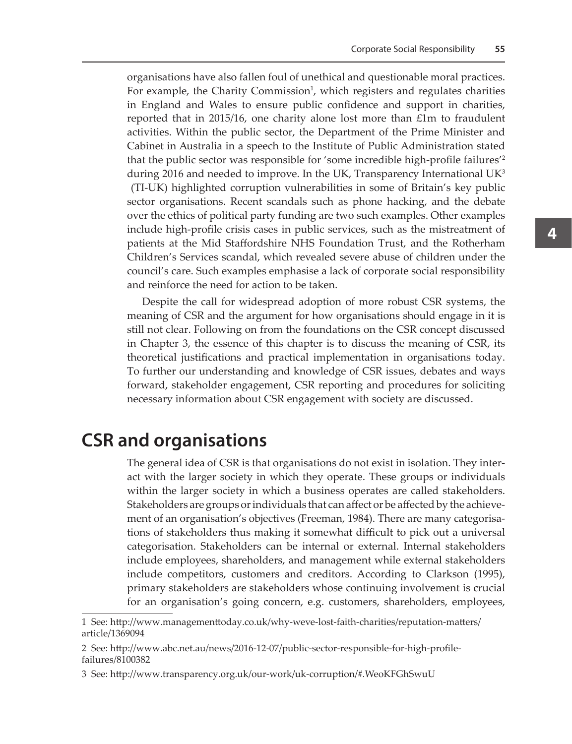organisations have also fallen foul of unethical and questionable moral practices. For example, the Charity Commission[1], which registers and regulates charities in England and Wales to ensure public confidence and support in charities, reported that in 2015/16, one charity alone lost more than £1m to fraudulent activities. Within the public sector, the Department of the Prime Minister and Cabinet in Australia in a speech to the Institute of Public Administration stated that the public sector was responsible for 'some incredible high-profile failures'[2] during 2016 and needed to improve. In the UK, Transparency International UK[3] (TI-UK) highlighted corruption vulnerabilities in some of Britain's key public sector organisations. Recent scandals such as phone hacking, and the debate over the ethics of political party funding are two such examples. Other examples include high-profile crisis cases in public services, such as the mistreatment of patients at the Mid Staffordshire NHS Foundation Trust, and the Rotherham Children's Services scandal, which revealed severe abuse of children under the council's care. Such examples emphasise a lack of corporate social responsibility and reinforce the need for action to be taken.

Despite the call for widespread adoption of more robust CSR systems, the meaning of CSR and the argument for how organisations should engage in it is still not clear. Following on from the foundations on the CSR concept discussed in Chapter 3, the essence of this chapter is to discuss the meaning of CSR, its theoretical justifications and practical implementation in organisations today. To further our understanding and knowledge of CSR issues, debates and ways forward, stakeholder engagement, CSR reporting and procedures for soliciting necessary information about CSR engagement with society are discussed.

## CSR and organisations

The general idea of CSR is that organisations do not exist in isolation. They interact with the larger society in which they operate. These groups or individuals within the larger society in which a business operates are called stakeholders. Stakeholders are groups or individuals that can affect or be affected by the achievement of an organisation's objectives (Freeman, 1984). There are many categorisations of stakeholders thus making it somewhat difficult to pick out a universal categorisation. Stakeholders can be internal or external. Internal stakeholders include employees, shareholders, and management while external stakeholders include competitors, customers and creditors. According to Clarkson (1995), primary stakeholders are stakeholders whose continuing involvement is crucial for an organisation's going concern, e.g. customers, shareholders, employees,

1 See: http://www.managementtoday.co.uk/why-weve-lost-faith-charities/reputation-matters/article/1369094

2 See: http://www.abc.net.au/news/2016-12-07/public-sector-responsible-for-high-profile-failures/8100382

3 See: http://www.transparency.org.uk/our-work/uk-corruption/#.WeoKFGhSwuU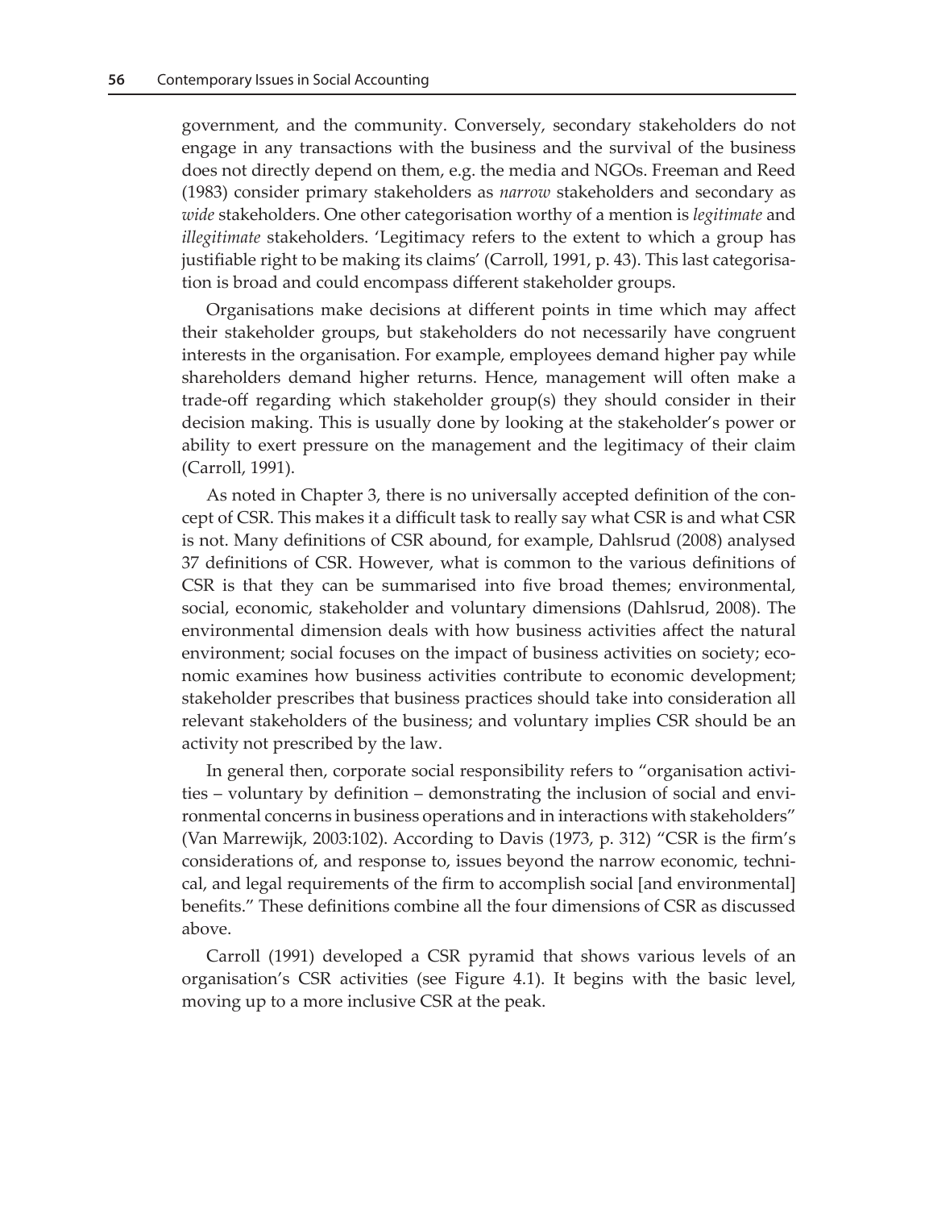government, and the community. Conversely, secondary stakeholders do not engage in any transactions with the business and the survival of the business does not directly depend on them, e.g. the media and NGOs. Freeman and Reed (1983) consider primary stakeholders as *narrow* stakeholders and secondary as *wide* stakeholders. One other categorisation worthy of a mention is *legitimate* and *illegitimate* stakeholders. 'Legitimacy refers to the extent to which a group has justifiable right to be making its claims' (Carroll, 1991, p. 43). This last categorisation is broad and could encompass different stakeholder groups.

Organisations make decisions at different points in time which may affect their stakeholder groups, but stakeholders do not necessarily have congruent interests in the organisation. For example, employees demand higher pay while shareholders demand higher returns. Hence, management will often make a trade-off regarding which stakeholder group(s) they should consider in their decision making. This is usually done by looking at the stakeholder's power or ability to exert pressure on the management and the legitimacy of their claim (Carroll, 1991).

As noted in Chapter 3, there is no universally accepted definition of the concept of CSR. This makes it a difficult task to really say what CSR is and what CSR is not. Many definitions of CSR abound, for example, Dahlsrud (2008) analysed 37 definitions of CSR. However, what is common to the various definitions of CSR is that they can be summarised into five broad themes; environmental, social, economic, stakeholder and voluntary dimensions (Dahlsrud, 2008). The environmental dimension deals with how business activities affect the natural environment; social focuses on the impact of business activities on society; economic examines how business activities contribute to economic development; stakeholder prescribes that business practices should take into consideration all relevant stakeholders of the business; and voluntary implies CSR should be an activity not prescribed by the law.

In general then, corporate social responsibility refers to "organisation activities – voluntary by definition – demonstrating the inclusion of social and environmental concerns in business operations and in interactions with stakeholders" (Van Marrewijk, 2003:102). According to Davis (1973, p. 312) "CSR is the firm's considerations of, and response to, issues beyond the narrow economic, technical, and legal requirements of the firm to accomplish social [and environmental] benefits." These definitions combine all the four dimensions of CSR as discussed above.

Carroll (1991) developed a CSR pyramid that shows various levels of an organisation's CSR activities (see Figure 4.1). It begins with the basic level, moving up to a more inclusive CSR at the peak.